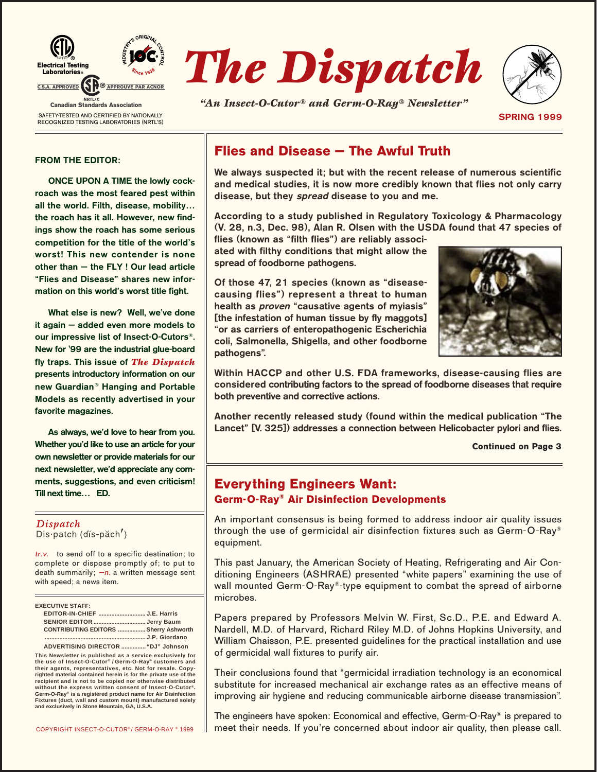Electrical Testing Laboratories®

C.S.A. APPROVED ® APPROUVE PAR ACNOR

NRTL/C
Canadian Standards Association

SAFETY-TESTED AND CERTIFIED BY NATIONALLY RECOGNIZED TESTING LABORATORIES (NRTL'S)

INDUSTRY'S ORIGINAL IOC CONTROL Since 1938

# The Dispatch

*"An Insect-O-Cutor® and Germ-O-Ray® Newsletter"*

SPRING 1999

**FROM THE EDITOR:**

**ONCE UPON A TIME the lowly cockroach was the most feared pest within all the world. Filth, disease, mobility… the roach has it all. However, new findings show the roach has some serious competition for the title of the world's worst! This new contender is none other than — the FLY ! Our lead article "Flies and Disease" shares new information on this world's worst title fight.**

**What else is new? Well, we've done it again — added even more models to our impressive list of Insect-O-Cutors®. New for '99 are the industrial glue-board fly traps. This issue of *The Dispatch* presents introductory information on our new Guardian® Hanging and Portable Models as recently advertised in your favorite magazines.**

**As always, we'd love to hear from you. Whether you'd like to use an article for your own newsletter or provide materials for our next newsletter, we'd appreciate any comments, suggestions, and even criticism! Till next time… ED.**

*Dispatch*
Dis·patch (dĭs-păch′)

*tr.v.* to send off to a specific destination; to complete or dispose promptly of; to put to death summarily; *—n.* a written message sent with speed; a news item.

**EXECUTIVE STAFF:**
EDITOR-IN-CHIEF ............ J.E. Harris
SENIOR EDITOR ............ Jerry Baum
CONTRIBUTING EDITORS ............ Sherry Ashworth
............ J.P. Giordano
ADVERTISING DIRECTOR ............ "DJ" Johnson

This Newsletter is published as a service exclusively for the use of Insect-O-Cutor® / Germ-O-Ray® customers and their agents, representatives, etc. Not for resale. Copyrighted material contained herein is for the private use of the recipient and is not to be copied nor otherwise distributed without the express written consent of Insect-O-Cutor®. Germ-O-Ray® is a registered product name for Air Disinfection Fixtures (duct, wall and custom mount) manufactured solely and exclusively in Stone Mountain, GA, U.S.A.

COPYRIGHT INSECT-O-CUTOR® / GERM-O-RAY ® 1999

## Flies and Disease — The Awful Truth

**We always suspected it; but with the recent release of numerous scientific and medical studies, it is now more credibly known that flies not only carry disease, but they *spread* disease to you and me.**

**According to a study published in Regulatory Toxicology & Pharmacology (V. 28, n.3, Dec. 98), Alan R. Olsen with the USDA found that 47 species of flies (known as "filth flies") are reliably associated with filthy conditions that might allow the spread of foodborne pathogens.**

**Of those 47, 21 species (known as "disease-causing flies") represent a threat to human health as *proven* "causative agents of myiasis" [the infestation of human tissue by fly maggots] "or as carriers of enteropathogenic Escherichia coli, Salmonella, Shigella, and other foodborne pathogens".**

**Within HACCP and other U.S. FDA frameworks, disease-causing flies are considered contributing factors to the spread of foodborne diseases that require both preventive and corrective actions.**

**Another recently released study (found within the medical publication "The Lancet" [V. 325]) addresses a connection between Helicobacter pylori and flies.**

**Continued on Page 3**

## Everything Engineers Want:
### Germ-O-Ray® Air Disinfection Developments

An important consensus is being formed to address indoor air quality issues through the use of germicidal air disinfection fixtures such as Germ-O-Ray® equipment.

This past January, the American Society of Heating, Refrigerating and Air Conditioning Engineers (ASHRAE) presented "white papers" examining the use of wall mounted Germ-O-Ray®-type equipment to combat the spread of airborne microbes.

Papers prepared by Professors Melvin W. First, Sc.D., P.E. and Edward A. Nardell, M.D. of Harvard, Richard Riley M.D. of Johns Hopkins University, and William Chaisson, P.E. presented guidelines for the practical installation and use of germicidal wall fixtures to purify air.

Their conclusions found that "germicidal irradiation technology is an economical substitute for increased mechanical air exchange rates as an effective means of improving air hygiene and reducing communicable airborne disease transmission".

The engineers have spoken: Economical and effective, Germ-O-Ray® is prepared to meet their needs. If you're concerned about indoor air quality, then please call.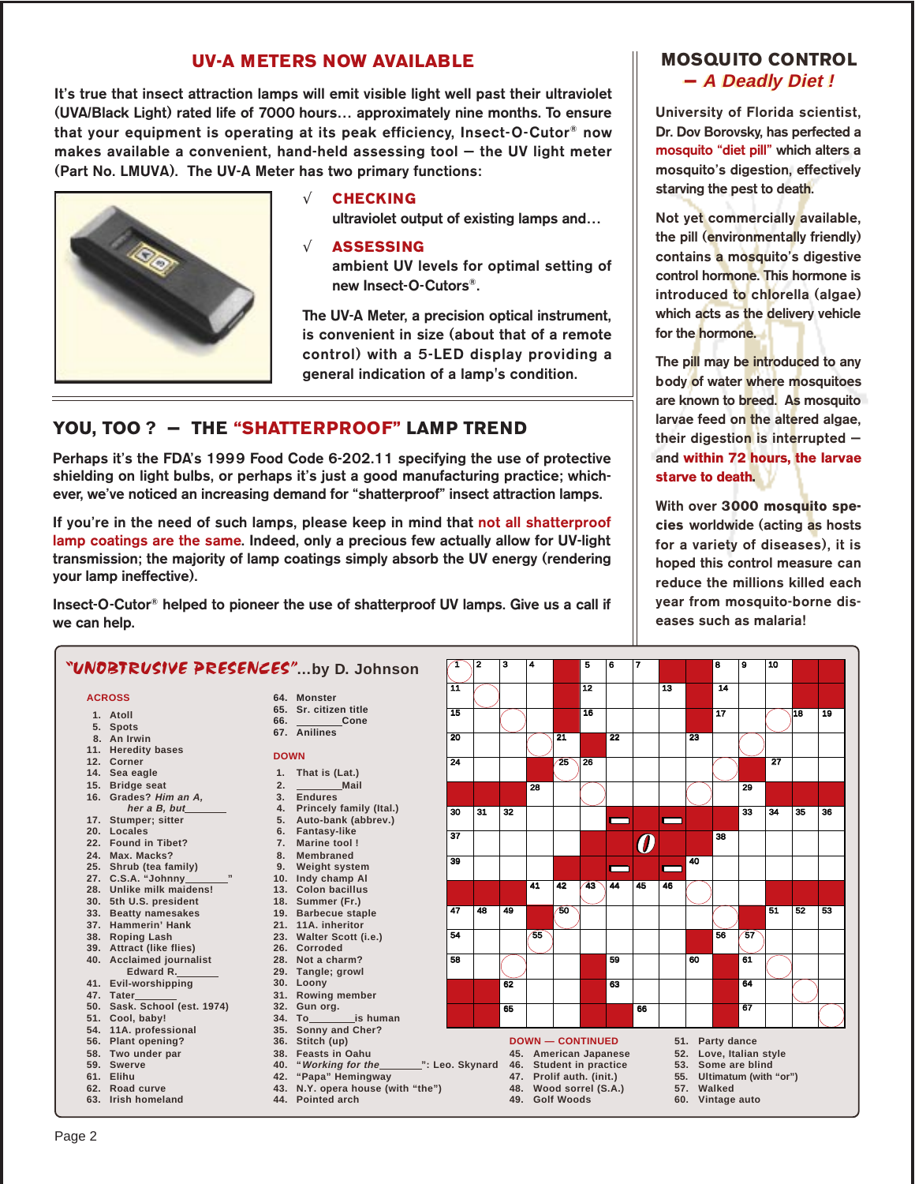## UV-A METERS NOW AVAILABLE

It's true that insect attraction lamps will emit visible light well past their ultraviolet (UVA/Black Light) rated life of 7000 hours… approximately nine months. To ensure that your equipment is operating at its peak efficiency, Insect-O-Cutor® now makes available a convenient, hand-held assessing tool — the UV light meter (Part No. LMUVA). The UV-A Meter has two primary functions:

√ **CHECKING**
ultraviolet output of existing lamps and…

√ **ASSESSING**
ambient UV levels for optimal setting of new Insect-O-Cutors®.

The UV-A Meter, a precision optical instrument, is convenient in size (about that of a remote control) with a 5-LED display providing a general indication of a lamp's condition.

## YOU, TOO ? — THE "SHATTERPROOF" LAMP TREND

Perhaps it's the FDA's 1999 Food Code 6-202.11 specifying the use of protective shielding on light bulbs, or perhaps it's just a good manufacturing practice; whichever, we've noticed an increasing demand for "shatterproof" insect attraction lamps.

If you're in the need of such lamps, please keep in mind that not all shatterproof lamp coatings are the same. Indeed, only a precious few actually allow for UV-light transmission; the majority of lamp coatings simply absorb the UV energy (rendering your lamp ineffective).

Insect-O-Cutor® helped to pioneer the use of shatterproof UV lamps. Give us a call if we can help.

## MOSQUITO CONTROL
### – A Deadly Diet !

University of Florida scientist, Dr. Dov Borovsky, has perfected a mosquito "diet pill" which alters a mosquito's digestion, effectively starving the pest to death.

Not yet commercially available, the pill (environmentally friendly) contains a mosquito's digestive control hormone. This hormone is introduced to chlorella (algae) which acts as the delivery vehicle for the hormone.

The pill may be introduced to any body of water where mosquitoes are known to breed. As mosquito larvae feed on the altered algae, their digestion is interrupted — and **within 72 hours, the larvae starve to death.**

With over **3000 mosquito species** worldwide (acting as hosts for a variety of diseases), it is hoped this control measure can reduce the millions killed each year from mosquito-borne diseases such as malaria!

## "UNOBTRUSIVE PRESENCES"…by D. Johnson

### ACROSS

1. Atoll
5. Spots
8. An Irwin
11. Heredity bases
12. Corner
14. Sea eagle
15. Bridge seat
16. Grades? *Him an A, her a B, but*_______
17. Stumper; sitter
20. Locales
22. Found in Tibet?
24. Max. Macks?
25. Shrub (tea family)
27. C.S.A. "Johnny_______"
28. Unlike milk maidens!
30. 5th U.S. president
33. Beatty namesakes
37. Hammerin' Hank
38. Roping Lash
39. Attract (like flies)
40. Acclaimed journalist Edward R._______
41. Evil-worshipping
47. Tater_______
50. Sask. School (est. 1974)
51. Cool, baby!
54. 11A. professional
56. Plant opening?
58. Two under par
59. Swerve
61. Elihu
62. Road curve
63. Irish homeland
64. Monster
65. Sr. citizen title
66. _______Cone
67. Anilines

### DOWN

1. That is (Lat.)
2. _______Mail
3. Endures
4. Princely family (Ital.)
5. Auto-bank (abbrev.)
6. Fantasy-like
7. Marine tool !
8. Membraned
9. Weight system
10. Indy champ Al
13. Colon bacillus
18. Summer (Fr.)
19. Barbecue staple
21. 11A. inheritor
23. Walter Scott (i.e.)
26. Corroded
28. Not a charm?
29. Tangle; growl
30. Loony
31. Rowing member
32. Gun org.
34. To_______is human
35. Sonny and Cher?
36. Stitch (up)
38. Feasts in Oahu
40. "*Working for the*_______": Leo. Skynard
42. "Papa" Hemingway
43. N.Y. opera house (with "the")
44. Pointed arch

### DOWN — CONTINUED

45. American Japanese
46. Student in practice
47. Prolif auth. (init.)
48. Wood sorrel (S.A.)
49. Golf Woods
51. Party dance
52. Love, Italian style
53. Some are blind
55. Ultimatum (with "or")
57. Walked
60. Vintage auto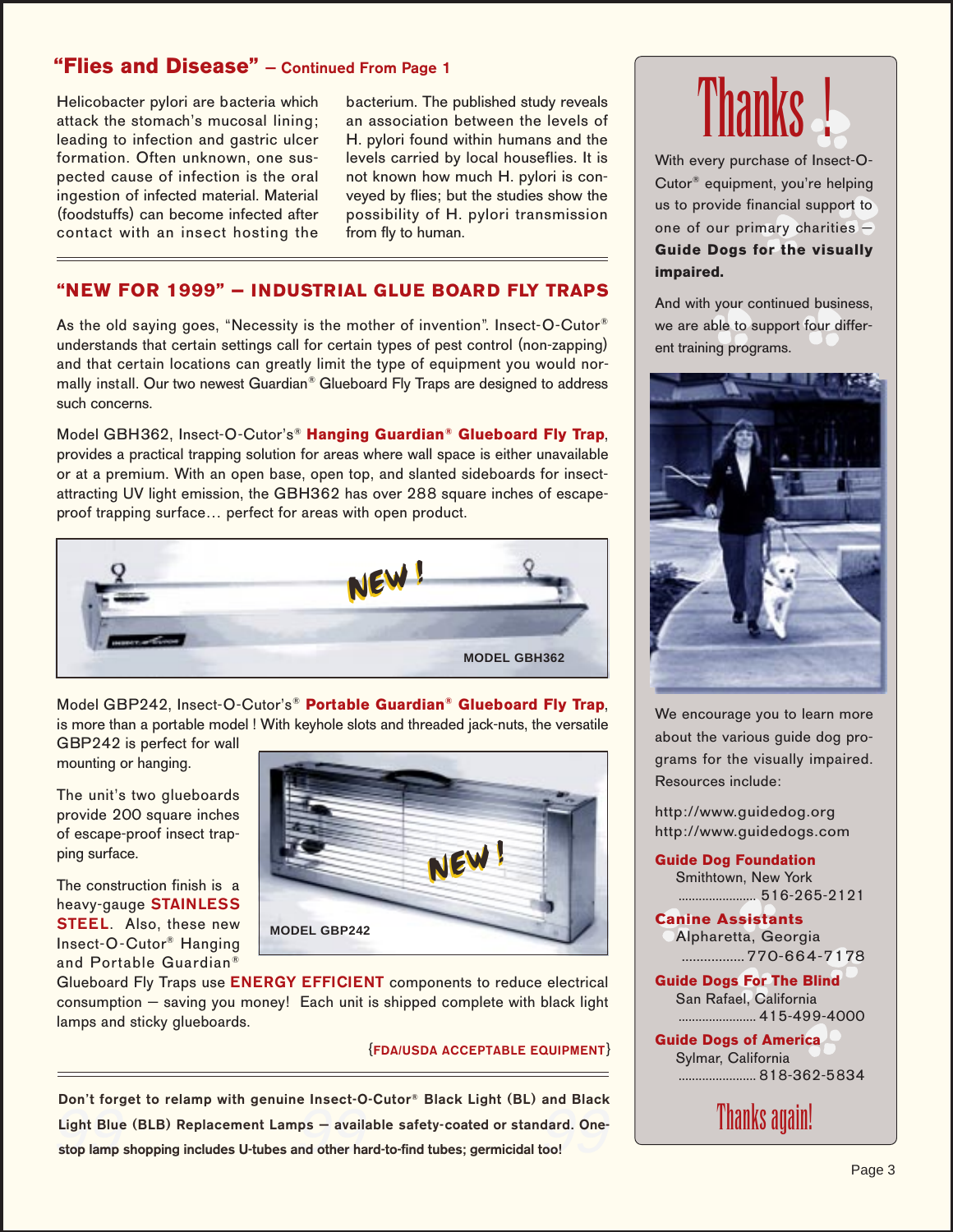## "Flies and Disease" – Continued From Page 1

Helicobacter pylori are bacteria which attack the stomach's mucosal lining; leading to infection and gastric ulcer formation. Often unknown, one suspected cause of infection is the oral ingestion of infected material. Material (foodstuffs) can become infected after contact with an insect hosting the bacterium. The published study reveals an association between the levels of H. pylori found within humans and the levels carried by local houseflies. It is not known how much H. pylori is conveyed by flies; but the studies show the possibility of H. pylori transmission from fly to human.

## "NEW FOR 1999" — INDUSTRIAL GLUE BOARD FLY TRAPS

As the old saying goes, "Necessity is the mother of invention". Insect-O-Cutor® understands that certain settings call for certain types of pest control (non-zapping) and that certain locations can greatly limit the type of equipment you would normally install. Our two newest Guardian® Glueboard Fly Traps are designed to address such concerns.

Model GBH362, Insect-O-Cutor's® **Hanging Guardian® Glueboard Fly Trap**, provides a practical trapping solution for areas where wall space is either unavailable or at a premium. With an open base, open top, and slanted sideboards for insect-attracting UV light emission, the GBH362 has over 288 square inches of escape-proof trapping surface… perfect for areas with open product.

NEW !

MODEL GBH362

Model GBP242, Insect-O-Cutor's® **Portable Guardian® Glueboard Fly Trap**, is more than a portable model ! With keyhole slots and threaded jack-nuts, the versatile GBP242 is perfect for wall mounting or hanging.

The unit's two glueboards provide 200 square inches of escape-proof insect trapping surface.

NEW !

MODEL GBP242

The construction finish is a heavy-gauge **STAINLESS STEEL**. Also, these new Insect-O-Cutor® Hanging and Portable Guardian® Glueboard Fly Traps use **ENERGY EFFICIENT** components to reduce electrical consumption — saving you money! Each unit is shipped complete with black light lamps and sticky glueboards.

{**FDA/USDA ACCEPTABLE EQUIPMENT**}

**Don't forget to relamp with genuine Insect-O-Cutor® Black Light (BL) and Black Light Blue (BLB) Replacement Lamps — available safety-coated or standard. One-stop lamp shopping includes U-tubes and other hard-to-find tubes; germicidal too!**

# Thanks !

With every purchase of Insect-O-Cutor® equipment, you're helping us to provide financial support to one of our primary charities — **Guide Dogs for the visually impaired.**

And with your continued business, we are able to support four different training programs.

We encourage you to learn more about the various guide dog programs for the visually impaired. Resources include:

http://www.guidedog.org
http://www.guidedogs.com

**Guide Dog Foundation**
Smithtown, New York
...................... 516-265-2121

**Canine Assistants**
Alpharetta, Georgia
................. 770-664-7178

**Guide Dogs For The Blind**
San Rafael, California
...................... 415-499-4000

**Guide Dogs of America**
Sylmar, California
...................... 818-362-5834

Thanks again!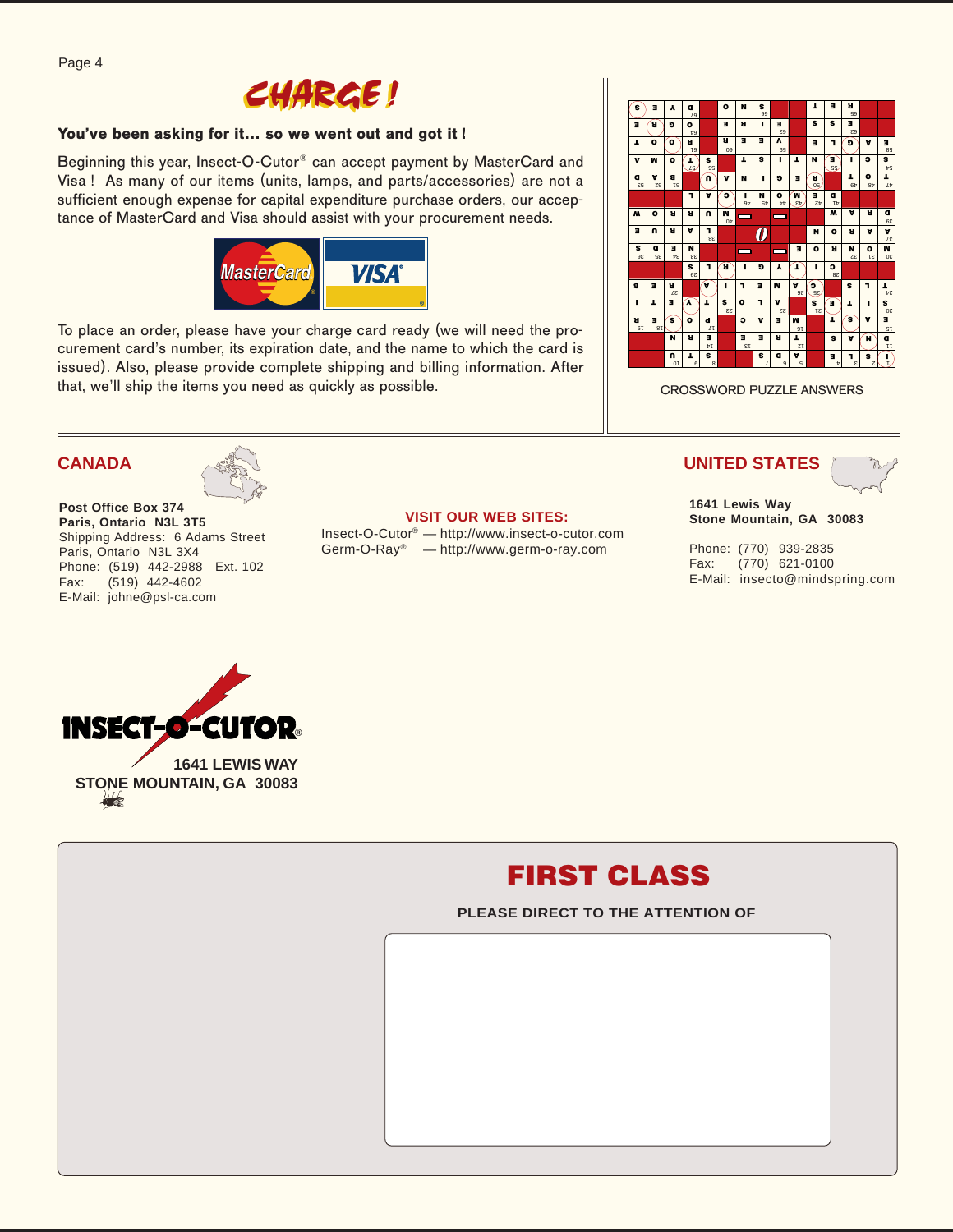# CHARGE !

**You've been asking for it... so we went out and got it !**

Beginning this year, Insect-O-Cutor® can accept payment by MasterCard and Visa ! As many of our items (units, lamps, and parts/accessories) are not a sufficient enough expense for capital expenditure purchase orders, our acceptance of MasterCard and Visa should assist with your procurement needs.

To place an order, please have your charge card ready (we will need the procurement card's number, its expiration date, and the name to which the card is issued). Also, please provide complete shipping and billing information. After that, we'll ship the items you need as quickly as possible.

CROSSWORD PUZZLE ANSWERS

## CANADA

**Post Office Box 374**
**Paris, Ontario N3L 3T5**
Shipping Address: 6 Adams Street
Paris, Ontario N3L 3X4
Phone: (519) 442-2988 Ext. 102
Fax: (519) 442-4602
E-Mail: johne@psl-ca.com

## VISIT OUR WEB SITES:

Insect-O-Cutor® — http://www.insect-o-cutor.com
Germ-O-Ray® — http://www.germ-o-ray.com

## UNITED STATES

**1641 Lewis Way**
**Stone Mountain, GA 30083**

Phone: (770) 939-2835
Fax: (770) 621-0100
E-Mail: insecto@mindspring.com

INSECT-O-CUTOR®
**1641 LEWIS WAY**
**STONE MOUNTAIN, GA 30083**

# FIRST CLASS

**PLEASE DIRECT TO THE ATTENTION OF**